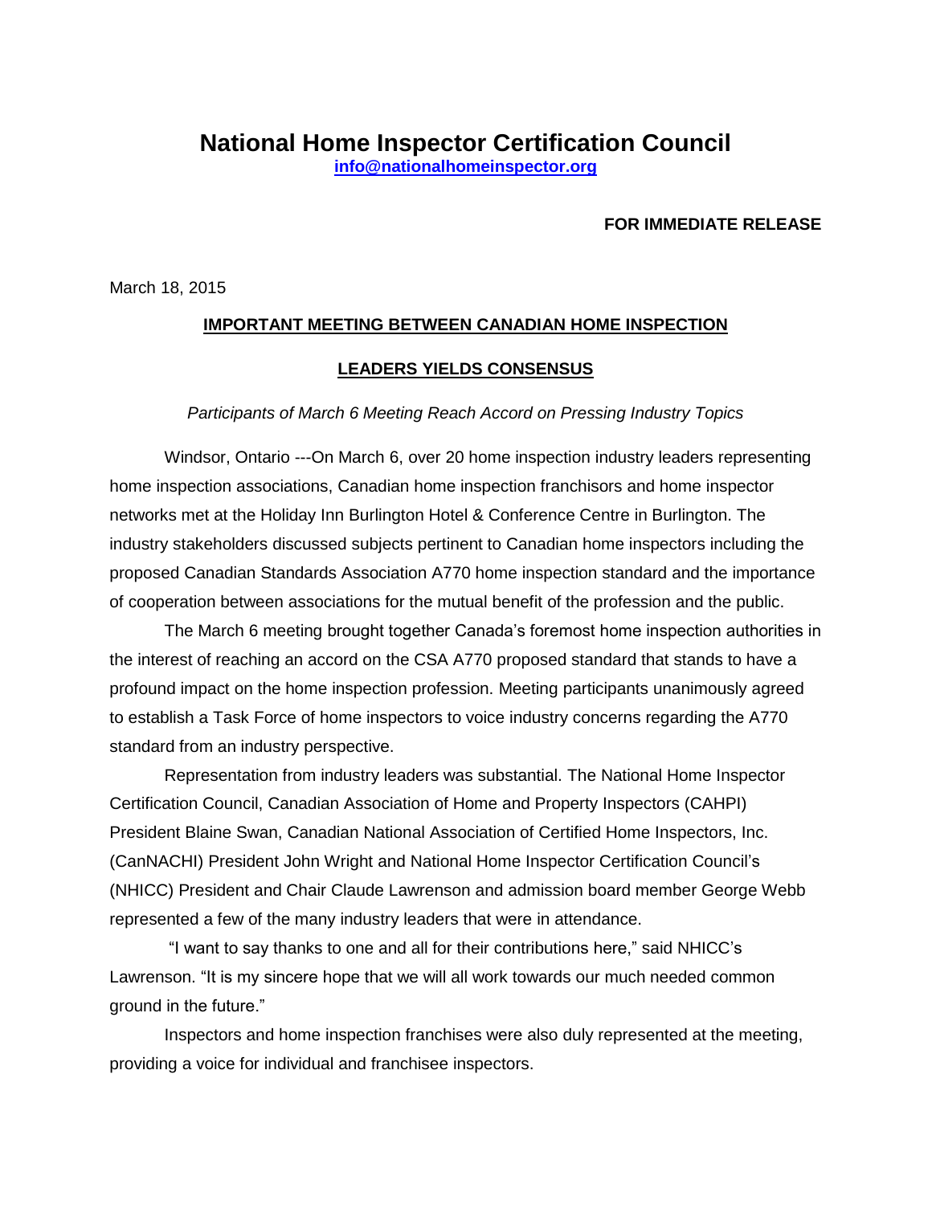# National Home Inspector Certification Council

**info@nationalhomeinspector.org**

**FOR IMMEDIATE RELEASE**

March 18, 2015

## IMPORTANT MEETING BETWEEN CANADIAN HOME INSPECTION LEADERS YIELDS CONSENSUS

*Participants of March 6 Meeting Reach Accord on Pressing Industry Topics*

Windsor, Ontario ---On March 6, over 20 home inspection industry leaders representing home inspection associations, Canadian home inspection franchisors and home inspector networks met at the Holiday Inn Burlington Hotel & Conference Centre in Burlington. The industry stakeholders discussed subjects pertinent to Canadian home inspectors including the proposed Canadian Standards Association A770 home inspection standard and the importance of cooperation between associations for the mutual benefit of the profession and the public.

The March 6 meeting brought together Canada's foremost home inspection authorities in the interest of reaching an accord on the CSA A770 proposed standard that stands to have a profound impact on the home inspection profession. Meeting participants unanimously agreed to establish a Task Force of home inspectors to voice industry concerns regarding the A770 standard from an industry perspective.

Representation from industry leaders was substantial. The National Home Inspector Certification Council, Canadian Association of Home and Property Inspectors (CAHPI) President Blaine Swan, Canadian National Association of Certified Home Inspectors, Inc. (CanNACHI) President John Wright and National Home Inspector Certification Council's (NHICC) President and Chair Claude Lawrenson and admission board member George Webb represented a few of the many industry leaders that were in attendance.

"I want to say thanks to one and all for their contributions here," said NHICC's Lawrenson. "It is my sincere hope that we will all work towards our much needed common ground in the future."

Inspectors and home inspection franchises were also duly represented at the meeting, providing a voice for individual and franchisee inspectors.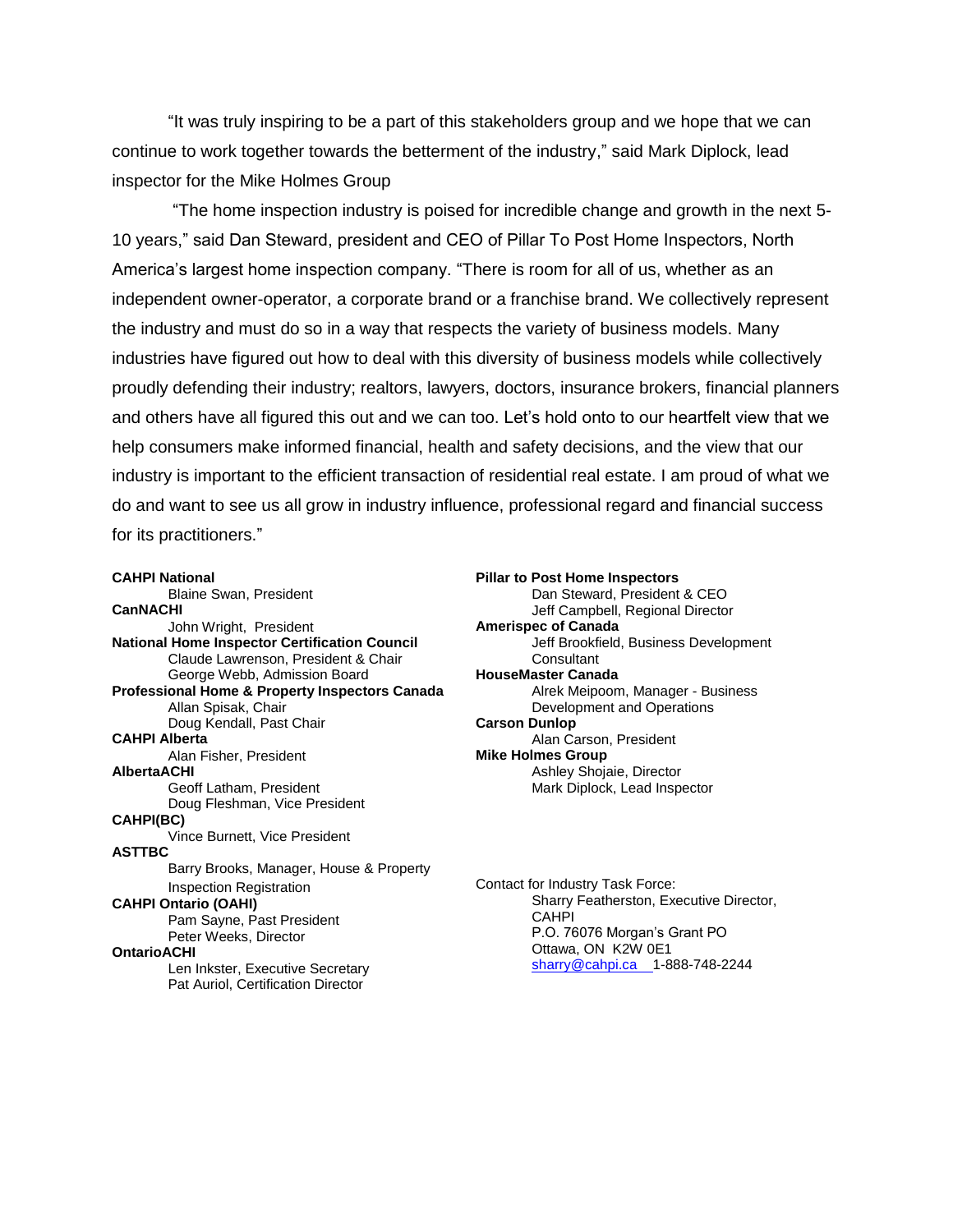"It was truly inspiring to be a part of this stakeholders group and we hope that we can continue to work together towards the betterment of the industry," said Mark Diplock, lead inspector for the Mike Holmes Group

"The home inspection industry is poised for incredible change and growth in the next 5-10 years," said Dan Steward, president and CEO of Pillar To Post Home Inspectors, North America's largest home inspection company. "There is room for all of us, whether as an independent owner-operator, a corporate brand or a franchise brand. We collectively represent the industry and must do so in a way that respects the variety of business models. Many industries have figured out how to deal with this diversity of business models while collectively proudly defending their industry; realtors, lawyers, doctors, insurance brokers, financial planners and others have all figured this out and we can too. Let's hold onto to our heartfelt view that we help consumers make informed financial, health and safety decisions, and the view that our industry is important to the efficient transaction of residential real estate. I am proud of what we do and want to see us all grow in industry influence, professional regard and financial success for its practitioners."

**CAHPI National**
Blaine Swan, President

**CanNACHI**
John Wright, President

**National Home Inspector Certification Council**
Claude Lawrenson, President & Chair
George Webb, Admission Board

**Professional Home & Property Inspectors Canada**
Allan Spisak, Chair
Doug Kendall, Past Chair

**CAHPI Alberta**
Alan Fisher, President

**AlbertaACHI**
Geoff Latham, President
Doug Fleshman, Vice President

**CAHPI(BC)**
Vince Burnett, Vice President

**ASTTBC**
Barry Brooks, Manager, House & Property Inspection Registration

**CAHPI Ontario (OAHI)**
Pam Sayne, Past President
Peter Weeks, Director

**OntarioACHI**
Len Inkster, Executive Secretary
Pat Auriol, Certification Director

**Pillar to Post Home Inspectors**
Dan Steward, President & CEO
Jeff Campbell, Regional Director

**Amerispec of Canada**
Jeff Brookfield, Business Development Consultant

**HouseMaster Canada**
Alrek Meipoom, Manager - Business Development and Operations

**Carson Dunlop**
Alan Carson, President

**Mike Holmes Group**
Ashley Shojaie, Director
Mark Diplock, Lead Inspector

Contact for Industry Task Force:
Sharry Featherston, Executive Director, CAHPI
P.O. 76076 Morgan's Grant PO
Ottawa, ON K2W 0E1
sharry@cahpi.ca 1-888-748-2244